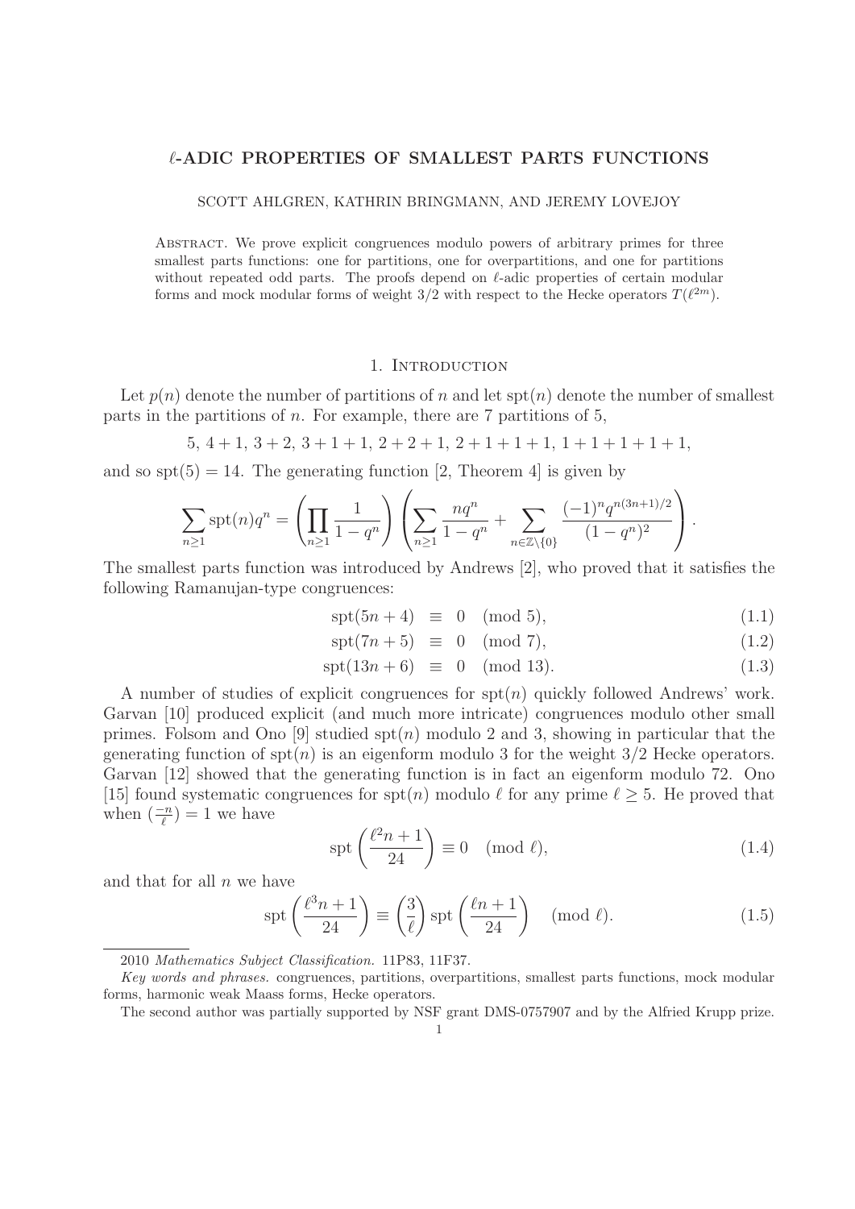# $\ell$-ADIC PROPERTIES OF SMALLEST PARTS FUNCTIONS

SCOTT AHLGREN, KATHRIN BRINGMANN, AND JEREMY LOVEJOY

Abstract. We prove explicit congruences modulo powers of arbitrary primes for three smallest parts functions: one for partitions, one for overpartitions, and one for partitions without repeated odd parts. The proofs depend on $\ell$-adic properties of certain modular forms and mock modular forms of weight 3/2 with respect to the Hecke operators $T(\ell^{2m})$.

## 1. Introduction

Let $p(n)$ denote the number of partitions of $n$ and let $\mathrm{spt}(n)$ denote the number of smallest parts in the partitions of $n$. For example, there are 7 partitions of 5,

$$5,\ 4+1,\ 3+2,\ 3+1+1,\ 2+2+1,\ 2+1+1+1,\ 1+1+1+1+1,$$

and so $\mathrm{spt}(5) = 14$. The generating function [2, Theorem 4] is given by

$$\sum_{n\geq 1} \mathrm{spt}(n) q^n = \left( \prod_{n\geq 1} \frac{1}{1-q^n} \right) \left( \sum_{n\geq 1} \frac{nq^n}{1-q^n} + \sum_{n\in\mathbb{Z}\setminus\{0\}} \frac{(-1)^n q^{n(3n+1)/2}}{(1-q^n)^2} \right).$$

The smallest parts function was introduced by Andrews [2], who proved that it satisfies the following Ramanujan-type congruences:

$$\mathrm{spt}(5n+4) \equiv 0 \pmod{5}, \tag{1.1}$$

$$\mathrm{spt}(7n+5) \equiv 0 \pmod{7}, \tag{1.2}$$

$$\mathrm{spt}(13n+6) \equiv 0 \pmod{13}. \tag{1.3}$$

A number of studies of explicit congruences for $\mathrm{spt}(n)$ quickly followed Andrews' work. Garvan [10] produced explicit (and much more intricate) congruences modulo other small primes. Folsom and Ono [9] studied $\mathrm{spt}(n)$ modulo 2 and 3, showing in particular that the generating function of $\mathrm{spt}(n)$ is an eigenform modulo 3 for the weight 3/2 Hecke operators. Garvan [12] showed that the generating function is in fact an eigenform modulo 72. Ono [15] found systematic congruences for $\mathrm{spt}(n)$ modulo $\ell$ for any prime $\ell \geq 5$. He proved that when $\left(\frac{-n}{\ell}\right) = 1$ we have

$$\mathrm{spt}\left(\frac{\ell^2 n+1}{24}\right) \equiv 0 \pmod{\ell}, \tag{1.4}$$

and that for all $n$ we have

$$\mathrm{spt}\left(\frac{\ell^3 n+1}{24}\right) \equiv \left(\frac{3}{\ell}\right) \mathrm{spt}\left(\frac{\ell n+1}{24}\right) \pmod{\ell}. \tag{1.5}$$

---

2010 *Mathematics Subject Classification.* 11P83, 11F37.

*Key words and phrases.* congruences, partitions, overpartitions, smallest parts functions, mock modular forms, harmonic weak Maass forms, Hecke operators.

The second author was partially supported by NSF grant DMS-0757907 and by the Alfried Krupp prize.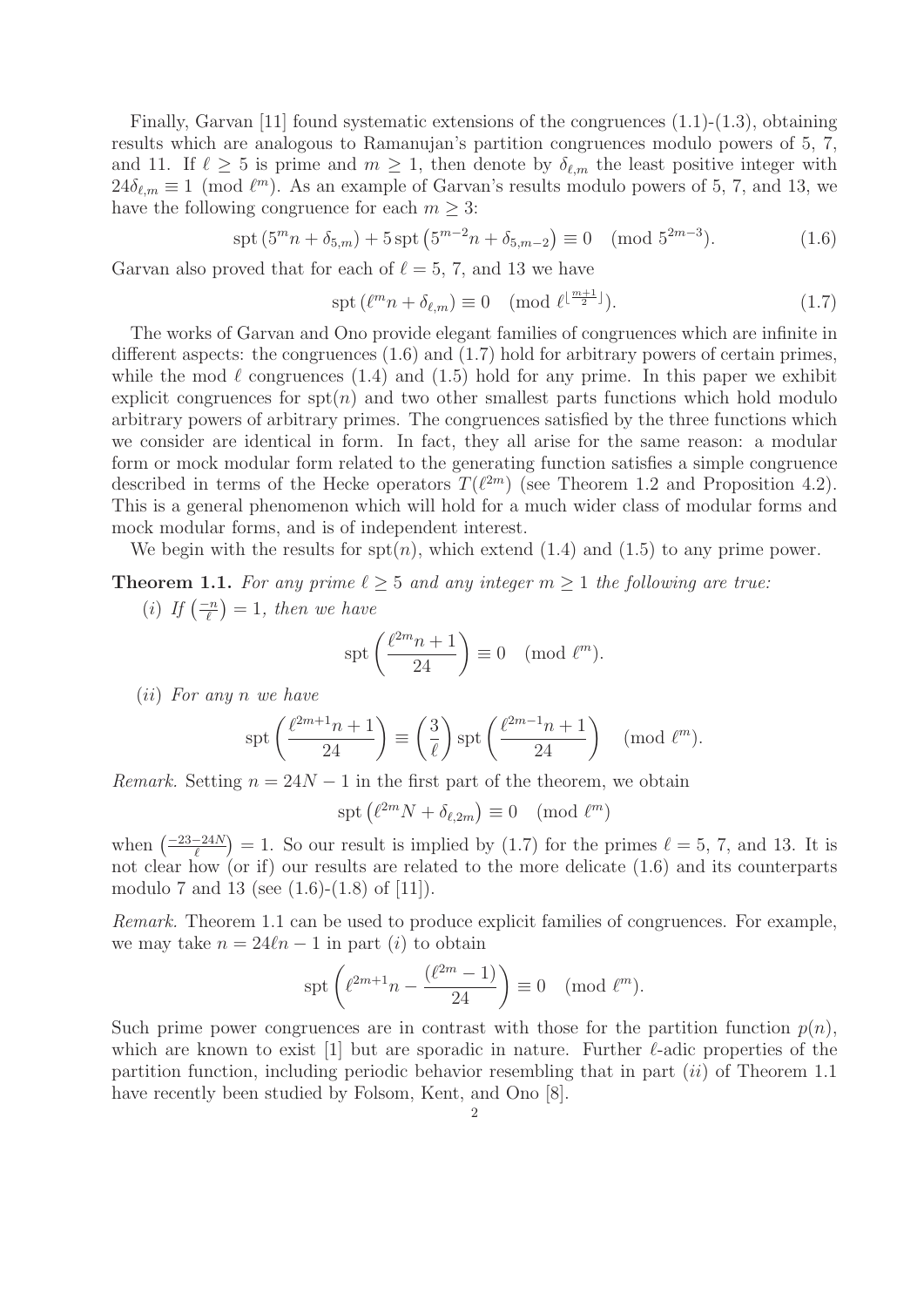Finally, Garvan [11] found systematic extensions of the congruences (1.1)-(1.3), obtaining results which are analogous to Ramanujan's partition congruences modulo powers of 5, 7, and 11. If $\ell \geq 5$ is prime and $m \geq 1$, then denote by $\delta_{\ell,m}$ the least positive integer with $24\delta_{\ell,m} \equiv 1 \pmod{\ell^m}$. As an example of Garvan's results modulo powers of 5, 7, and 13, we have the following congruence for each $m \geq 3$:

$$\operatorname{spt}(5^m n + \delta_{5,m}) + 5 \operatorname{spt}(5^{m-2} n + \delta_{5,m-2}) \equiv 0 \pmod{5^{2m-3}}. \tag{1.6}$$

Garvan also proved that for each of $\ell = 5$, 7, and 13 we have

$$\operatorname{spt}(\ell^m n + \delta_{\ell,m}) \equiv 0 \pmod{\ell^{\lfloor \frac{m+1}{2} \rfloor}}. \tag{1.7}$$

The works of Garvan and Ono provide elegant families of congruences which are infinite in different aspects: the congruences (1.6) and (1.7) hold for arbitrary powers of certain primes, while the mod $\ell$ congruences (1.4) and (1.5) hold for any prime. In this paper we exhibit explicit congruences for $\operatorname{spt}(n)$ and two other smallest parts functions which hold modulo arbitrary powers of arbitrary primes. The congruences satisfied by the three functions which we consider are identical in form. In fact, they all arise for the same reason: a modular form or mock modular form related to the generating function satisfies a simple congruence described in terms of the Hecke operators $T(\ell^{2m})$ (see Theorem 1.2 and Proposition 4.2). This is a general phenomenon which will hold for a much wider class of modular forms and mock modular forms, and is of independent interest.

We begin with the results for $\operatorname{spt}(n)$, which extend (1.4) and (1.5) to any prime power.

**Theorem 1.1.** *For any prime $\ell \geq 5$ and any integer $m \geq 1$ the following are true:*

(*i*) *If $\left(\frac{-n}{\ell}\right) = 1$, then we have*

$$\operatorname{spt}\left(\frac{\ell^{2m} n + 1}{24}\right) \equiv 0 \pmod{\ell^m}.$$

(*ii*) *For any $n$ we have*

$$\operatorname{spt}\left(\frac{\ell^{2m+1} n + 1}{24}\right) \equiv \left(\frac{3}{\ell}\right) \operatorname{spt}\left(\frac{\ell^{2m-1} n + 1}{24}\right) \pmod{\ell^m}.$$

*Remark.* Setting $n = 24N - 1$ in the first part of the theorem, we obtain

$$\operatorname{spt}\left(\ell^{2m} N + \delta_{\ell,2m}\right) \equiv 0 \pmod{\ell^m}$$

when $\left(\frac{-23-24N}{\ell}\right) = 1$. So our result is implied by (1.7) for the primes $\ell = 5$, 7, and 13. It is not clear how (or if) our results are related to the more delicate (1.6) and its counterparts modulo 7 and 13 (see (1.6)-(1.8) of [11]).

*Remark.* Theorem 1.1 can be used to produce explicit families of congruences. For example, we may take $n = 24\ell n - 1$ in part (*i*) to obtain

$$\operatorname{spt}\left(\ell^{2m+1} n - \frac{(\ell^{2m} - 1)}{24}\right) \equiv 0 \pmod{\ell^m}.$$

Such prime power congruences are in contrast with those for the partition function $p(n)$, which are known to exist [1] but are sporadic in nature. Further $\ell$-adic properties of the partition function, including periodic behavior resembling that in part (*ii*) of Theorem 1.1 have recently been studied by Folsom, Kent, and Ono [8].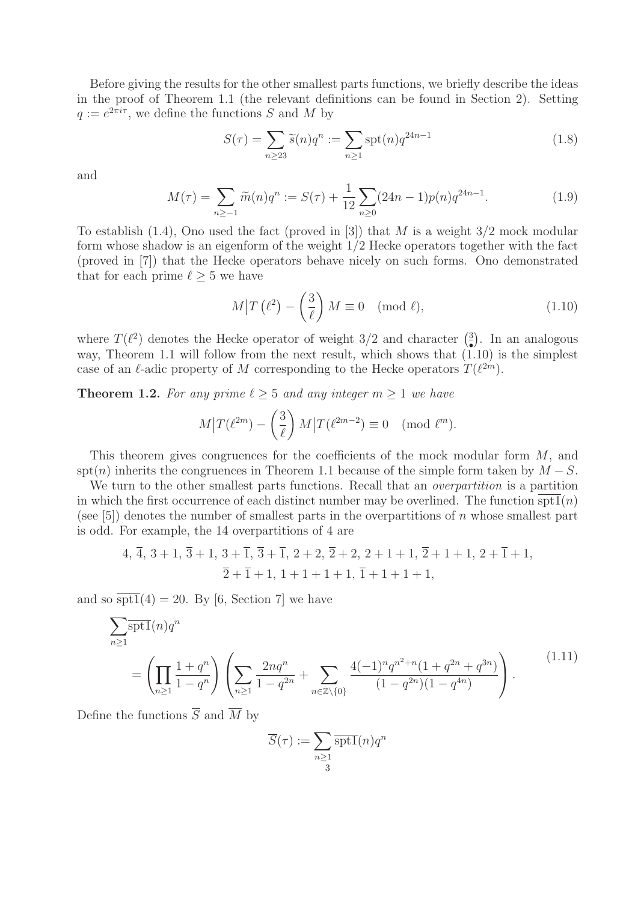Before giving the results for the other smallest parts functions, we briefly describe the ideas in the proof of Theorem 1.1 (the relevant definitions can be found in Section 2). Setting $q := e^{2\pi i\tau}$, we define the functions $S$ and $M$ by

$$S(\tau) = \sum_{n\geq 23} \widetilde{s}(n)q^n := \sum_{n\geq 1} \mathrm{spt}(n)q^{24n-1} \tag{1.8}$$

and

$$M(\tau) = \sum_{n\geq -1} \widetilde{m}(n)q^n := S(\tau) + \frac{1}{12}\sum_{n\geq 0}(24n-1)p(n)q^{24n-1}. \tag{1.9}$$

To establish (1.4), Ono used the fact (proved in [3]) that $M$ is a weight $3/2$ mock modular form whose shadow is an eigenform of the weight $1/2$ Hecke operators together with the fact (proved in [7]) that the Hecke operators behave nicely on such forms. Ono demonstrated that for each prime $\ell \geq 5$ we have

$$M\big|T\left(\ell^2\right) - \left(\frac{3}{\ell}\right) M \equiv 0 \pmod{\ell}, \tag{1.10}$$

where $T(\ell^2)$ denotes the Hecke operator of weight $3/2$ and character $\left(\frac{3}{\bullet}\right)$. In an analogous way, Theorem 1.1 will follow from the next result, which shows that (1.10) is the simplest case of an $\ell$-adic property of $M$ corresponding to the Hecke operators $T(\ell^{2m})$.

**Theorem 1.2.** *For any prime $\ell \geq 5$ and any integer $m \geq 1$ we have*

$$M\big|T(\ell^{2m}) - \left(\frac{3}{\ell}\right) M\big|T(\ell^{2m-2}) \equiv 0 \pmod{\ell^m}.$$

This theorem gives congruences for the coefficients of the mock modular form $M$, and $\mathrm{spt}(n)$ inherits the congruences in Theorem 1.1 because of the simple form taken by $M - S$.

We turn to the other smallest parts functions. Recall that an *overpartition* is a partition in which the first occurrence of each distinct number may be overlined. The function $\overline{\mathrm{spt1}}(n)$ (see [5]) denotes the number of smallest parts in the overpartitions of $n$ whose smallest part is odd. For example, the 14 overpartitions of 4 are

$$4,\ \overline{4},\ 3+1,\ \overline{3}+1,\ 3+\overline{1},\ \overline{3}+\overline{1},\ 2+2,\ \overline{2}+2,\ 2+1+1,\ \overline{2}+1+1,\ 2+\overline{1}+1,$$
$$\overline{2}+\overline{1}+1,\ 1+1+1+1,\ \overline{1}+1+1+1,$$

and so $\overline{\mathrm{spt1}}(4) = 20$. By [6, Section 7] we have

$$\sum_{n\geq 1}\overline{\mathrm{spt1}}(n)q^n$$
$$= \left(\prod_{n\geq 1}\frac{1+q^n}{1-q^n}\right)\left(\sum_{n\geq 1}\frac{2nq^n}{1-q^{2n}} + \sum_{n\in\mathbb{Z}\setminus\{0\}}\frac{4(-1)^n q^{n^2+n}(1+q^{2n}+q^{3n})}{(1-q^{2n})(1-q^{4n})}\right). \tag{1.11}$$

Define the functions $\overline{S}$ and $\overline{M}$ by

$$\overline{S}(\tau) := \sum_{n\geq 1}\overline{\mathrm{spt1}}(n)q^n$$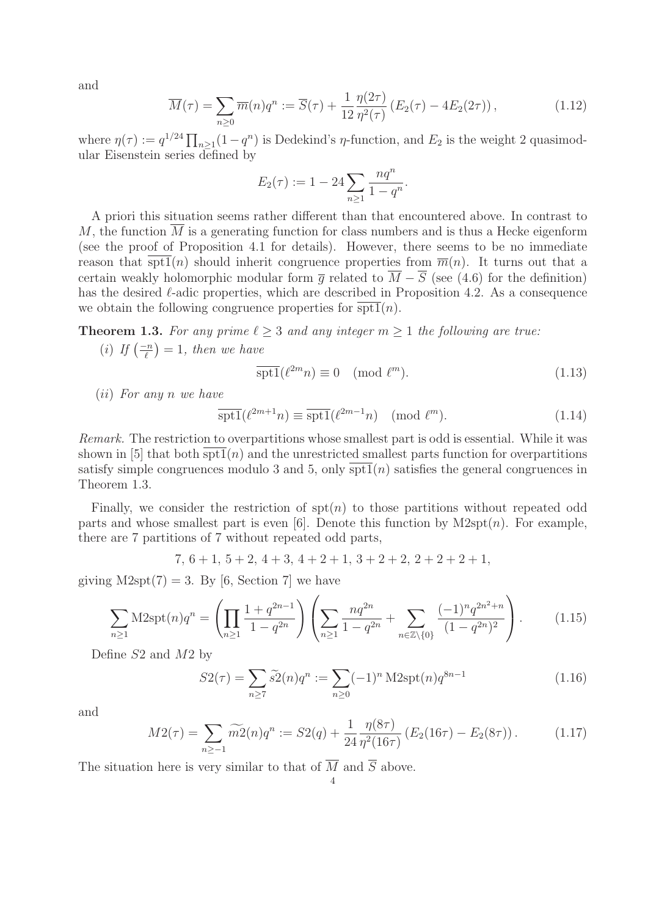and

$$\overline{M}(\tau) = \sum_{n\geq 0} \overline{m}(n) q^n := \overline{S}(\tau) + \frac{1}{12}\frac{\eta(2\tau)}{\eta^2(\tau)}\left(E_2(\tau) - 4E_2(2\tau)\right), \tag{1.12}$$

where $\eta(\tau) := q^{1/24}\prod_{n\geq 1}(1-q^n)$ is Dedekind's $\eta$-function, and $E_2$ is the weight 2 quasimodular Eisenstein series defined by

$$E_2(\tau) := 1 - 24\sum_{n\geq 1}\frac{nq^n}{1-q^n}.$$

A priori this situation seems rather different than that encountered above. In contrast to $M$, the function $\overline{M}$ is a generating function for class numbers and is thus a Hecke eigenform (see the proof of Proposition 4.1 for details). However, there seems to be no immediate reason that $\overline{\mathrm{spt1}}(n)$ should inherit congruence properties from $\overline{m}(n)$. It turns out that a certain weakly holomorphic modular form $\overline{g}$ related to $\overline{M} - \overline{S}$ (see (4.6) for the definition) has the desired $\ell$-adic properties, which are described in Proposition 4.2. As a consequence we obtain the following congruence properties for $\overline{\mathrm{spt1}}(n)$.

**Theorem 1.3.** *For any prime $\ell \geq 3$ and any integer $m \geq 1$ the following are true:*

(*i*) *If $\left(\frac{-n}{\ell}\right) = 1$, then we have*

$$\overline{\mathrm{spt1}}(\ell^{2m}n) \equiv 0 \pmod{\ell^m}. \tag{1.13}$$

(*ii*) *For any $n$ we have*

$$\overline{\mathrm{spt1}}(\ell^{2m+1}n) \equiv \overline{\mathrm{spt1}}(\ell^{2m-1}n) \pmod{\ell^m}. \tag{1.14}$$

*Remark.* The restriction to overpartitions whose smallest part is odd is essential. While it was shown in [5] that both $\overline{\mathrm{spt1}}(n)$ and the unrestricted smallest parts function for overpartitions satisfy simple congruences modulo 3 and 5, only $\overline{\mathrm{spt1}}(n)$ satisfies the general congruences in Theorem 1.3.

Finally, we consider the restriction of $\mathrm{spt}(n)$ to those partitions without repeated odd parts and whose smallest part is even [6]. Denote this function by $\mathrm{M2spt}(n)$. For example, there are 7 partitions of 7 without repeated odd parts,

$$7,\ 6+1,\ 5+2,\ 4+3,\ 4+2+1,\ 3+2+2,\ 2+2+2+1,$$

giving $\mathrm{M2spt}(7) = 3$. By [6, Section 7] we have

$$\sum_{n\geq 1}\mathrm{M2spt}(n)q^n = \left(\prod_{n\geq 1}\frac{1+q^{2n-1}}{1-q^{2n}}\right)\left(\sum_{n\geq 1}\frac{nq^{2n}}{1-q^{2n}} + \sum_{n\in\mathbb{Z}\setminus\{0\}}\frac{(-1)^n q^{2n^2+n}}{(1-q^{2n})^2}\right). \tag{1.15}$$

Define $S2$ and $M2$ by

$$S2(\tau) = \sum_{n\geq 7}\widetilde{s2}(n)q^n := \sum_{n\geq 0}(-1)^n\,\mathrm{M2spt}(n)q^{8n-1} \tag{1.16}$$

and

$$M2(\tau) = \sum_{n\geq -1}\widetilde{m2}(n)q^n := S2(q) + \frac{1}{24}\frac{\eta(8\tau)}{\eta^2(16\tau)}\left(E_2(16\tau) - E_2(8\tau)\right). \tag{1.17}$$

The situation here is very similar to that of $\overline{M}$ and $\overline{S}$ above.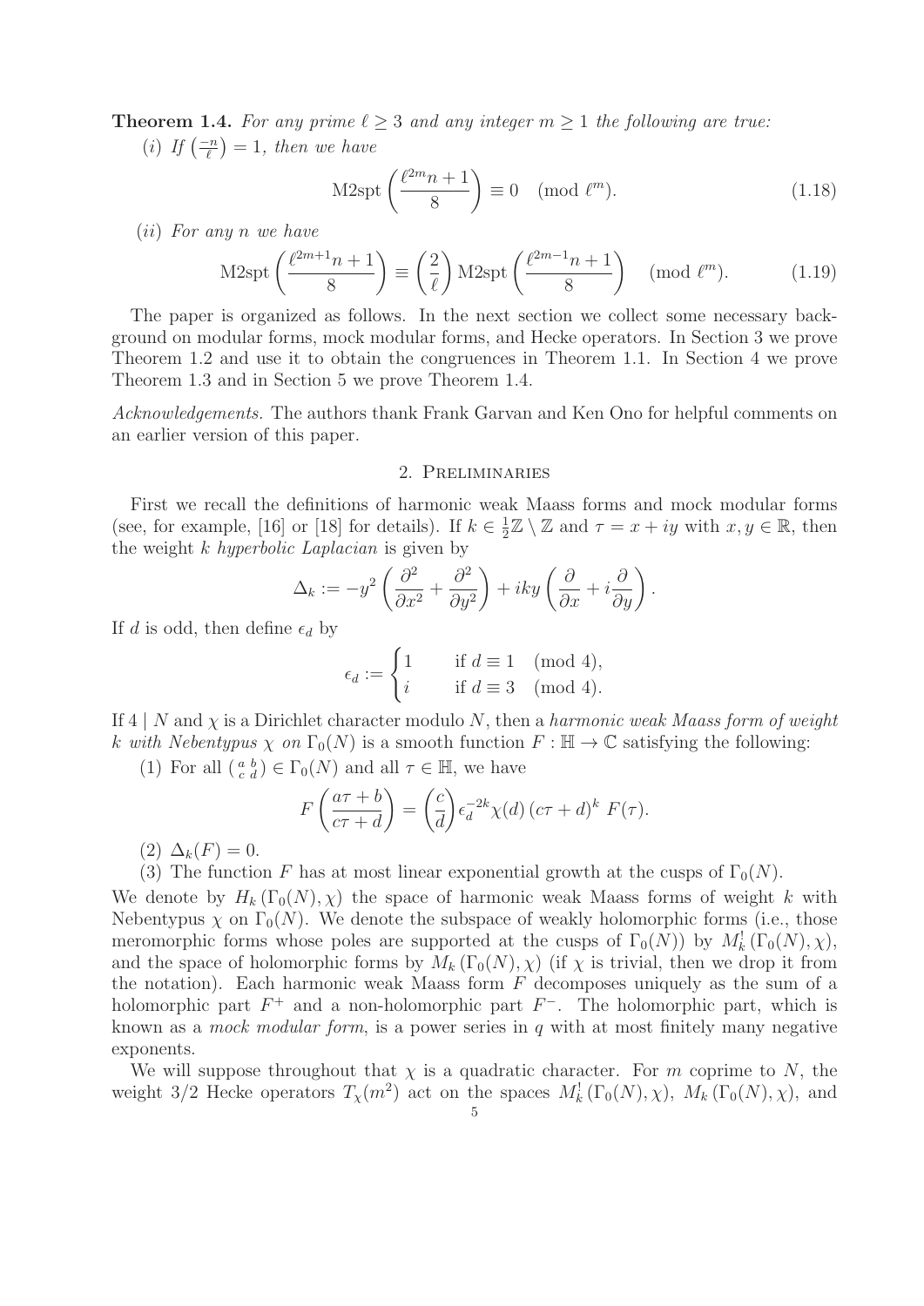**Theorem 1.4.** *For any prime $\ell \geq 3$ and any integer $m \geq 1$ the following are true:*

(*i*) *If $\left(\frac{-n}{\ell}\right) = 1$, then we have*

$$\mathrm{M2spt}\left(\frac{\ell^{2m}n+1}{8}\right) \equiv 0 \pmod{\ell^m}. \tag{1.18}$$

(*ii*) *For any $n$ we have*

$$\mathrm{M2spt}\left(\frac{\ell^{2m+1}n+1}{8}\right) \equiv \left(\frac{2}{\ell}\right)\mathrm{M2spt}\left(\frac{\ell^{2m-1}n+1}{8}\right) \pmod{\ell^m}. \tag{1.19}$$

The paper is organized as follows. In the next section we collect some necessary background on modular forms, mock modular forms, and Hecke operators. In Section 3 we prove Theorem 1.2 and use it to obtain the congruences in Theorem 1.1. In Section 4 we prove Theorem 1.3 and in Section 5 we prove Theorem 1.4.

*Acknowledgements.* The authors thank Frank Garvan and Ken Ono for helpful comments on an earlier version of this paper.

## 2. Preliminaries

First we recall the definitions of harmonic weak Maass forms and mock modular forms (see, for example, [16] or [18] for details). If $k \in \frac{1}{2}\mathbb{Z} \setminus \mathbb{Z}$ and $\tau = x + iy$ with $x, y \in \mathbb{R}$, then the weight $k$ *hyperbolic Laplacian* is given by

$$\Delta_k := -y^2\left(\frac{\partial^2}{\partial x^2} + \frac{\partial^2}{\partial y^2}\right) + iky\left(\frac{\partial}{\partial x} + i\frac{\partial}{\partial y}\right).$$

If $d$ is odd, then define $\epsilon_d$ by

$$\epsilon_d := \begin{cases} 1 & \text{if } d \equiv 1 \pmod 4, \\ i & \text{if } d \equiv 3 \pmod 4. \end{cases}$$

If $4 \mid N$ and $\chi$ is a Dirichlet character modulo $N$, then a *harmonic weak Maass form of weight $k$ with Nebentypus $\chi$ on $\Gamma_0(N)$* is a smooth function $F : \mathbb{H} \to \mathbb{C}$ satisfying the following:

(1) For all $\left(\begin{smallmatrix} a & b \\ c & d \end{smallmatrix}\right) \in \Gamma_0(N)$ and all $\tau \in \mathbb{H}$, we have

$$F\left(\frac{a\tau + b}{c\tau + d}\right) = \left(\frac{c}{d}\right)\epsilon_d^{-2k}\chi(d)\,(c\tau + d)^k\, F(\tau).$$

(2) $\Delta_k(F) = 0$.

(3) The function $F$ has at most linear exponential growth at the cusps of $\Gamma_0(N)$.

We denote by $H_k(\Gamma_0(N), \chi)$ the space of harmonic weak Maass forms of weight $k$ with Nebentypus $\chi$ on $\Gamma_0(N)$. We denote the subspace of weakly holomorphic forms (i.e., those meromorphic forms whose poles are supported at the cusps of $\Gamma_0(N)$) by $M_k^!(\Gamma_0(N), \chi)$, and the space of holomorphic forms by $M_k(\Gamma_0(N), \chi)$ (if $\chi$ is trivial, then we drop it from the notation). Each harmonic weak Maass form $F$ decomposes uniquely as the sum of a holomorphic part $F^+$ and a non-holomorphic part $F^-$. The holomorphic part, which is known as a *mock modular form*, is a power series in $q$ with at most finitely many negative exponents.

We will suppose throughout that $\chi$ is a quadratic character. For $m$ coprime to $N$, the weight 3/2 Hecke operators $T_\chi(m^2)$ act on the spaces $M_k^!(\Gamma_0(N), \chi)$, $M_k(\Gamma_0(N), \chi)$, and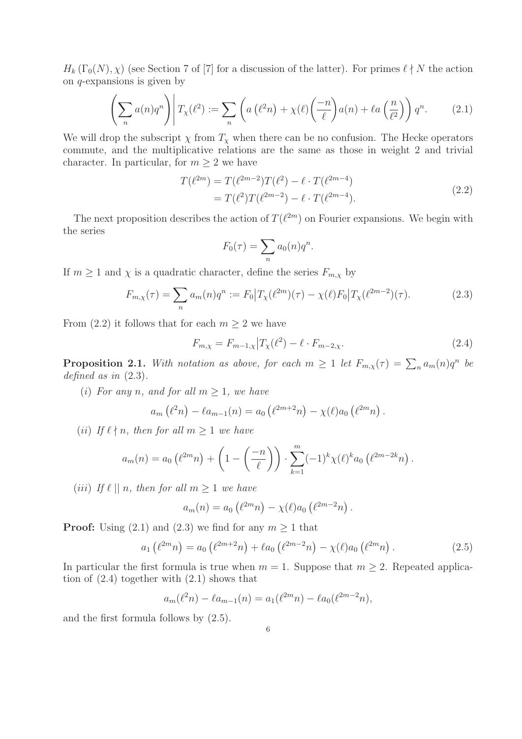$H_k(\Gamma_0(N), \chi)$ (see Section 7 of [7] for a discussion of the latter). For primes $\ell \nmid N$ the action on $q$-expansions is given by

$$\left(\sum_n a(n)q^n\right)\Bigg| T_\chi(\ell^2) := \sum_n \left( a\left(\ell^2 n\right) + \chi(\ell)\left(\frac{-n}{\ell}\right)a(n) + \ell a\left(\frac{n}{\ell^2}\right)\right) q^n. \tag{2.1}$$

We will drop the subscript $\chi$ from $T_\chi$ when there can be no confusion. The Hecke operators commute, and the multiplicative relations are the same as those in weight 2 and trivial character. In particular, for $m \geq 2$ we have

$$\begin{aligned} T(\ell^{2m}) &= T(\ell^{2m-2})T(\ell^2) - \ell \cdot T(\ell^{2m-4}) \\ &= T(\ell^2)T(\ell^{2m-2}) - \ell \cdot T(\ell^{2m-4}). \end{aligned} \tag{2.2}$$

The next proposition describes the action of $T(\ell^{2m})$ on Fourier expansions. We begin with the series

$$F_0(\tau) = \sum_n a_0(n)q^n.$$

If $m \geq 1$ and $\chi$ is a quadratic character, define the series $F_{m,\chi}$ by

$$F_{m,\chi}(\tau) = \sum_n a_m(n)q^n := F_0\big|T_\chi(\ell^{2m})(\tau) - \chi(\ell)F_0\big|T_\chi(\ell^{2m-2})(\tau). \tag{2.3}$$

From (2.2) it follows that for each $m \geq 2$ we have

$$F_{m,\chi} = F_{m-1,\chi}\big|T_\chi(\ell^2) - \ell \cdot F_{m-2,\chi}. \tag{2.4}$$

**Proposition 2.1.** *With notation as above, for each $m \geq 1$ let $F_{m,\chi}(\tau) = \sum_n a_m(n)q^n$ be defined as in (2.3).*

(*i*) *For any $n$, and for all $m \geq 1$, we have*

$$a_m\left(\ell^2 n\right) - \ell a_{m-1}(n) = a_0\left(\ell^{2m+2}n\right) - \chi(\ell)a_0\left(\ell^{2m}n\right).$$

(*ii*) *If $\ell \nmid n$, then for all $m \geq 1$ we have*

$$a_m(n) = a_0\left(\ell^{2m}n\right) + \left(1 - \left(\frac{-n}{\ell}\right)\right) \cdot \sum_{k=1}^{m} (-1)^k \chi(\ell)^k a_0\left(\ell^{2m-2k}n\right).$$

(*iii*) *If $\ell \mid\mid n$, then for all $m \geq 1$ we have*

$$a_m(n) = a_0\left(\ell^{2m}n\right) - \chi(\ell)a_0\left(\ell^{2m-2}n\right).$$

**Proof:** Using (2.1) and (2.3) we find for any $m \geq 1$ that

$$a_1\left(\ell^{2m}n\right) = a_0\left(\ell^{2m+2}n\right) + \ell a_0\left(\ell^{2m-2}n\right) - \chi(\ell)a_0\left(\ell^{2m}n\right). \tag{2.5}$$

In particular the first formula is true when $m = 1$. Suppose that $m \geq 2$. Repeated application of (2.4) together with (2.1) shows that

$$a_m(\ell^2 n) - \ell a_{m-1}(n) = a_1(\ell^{2m}n) - \ell a_0(\ell^{2m-2}n),$$

and the first formula follows by (2.5).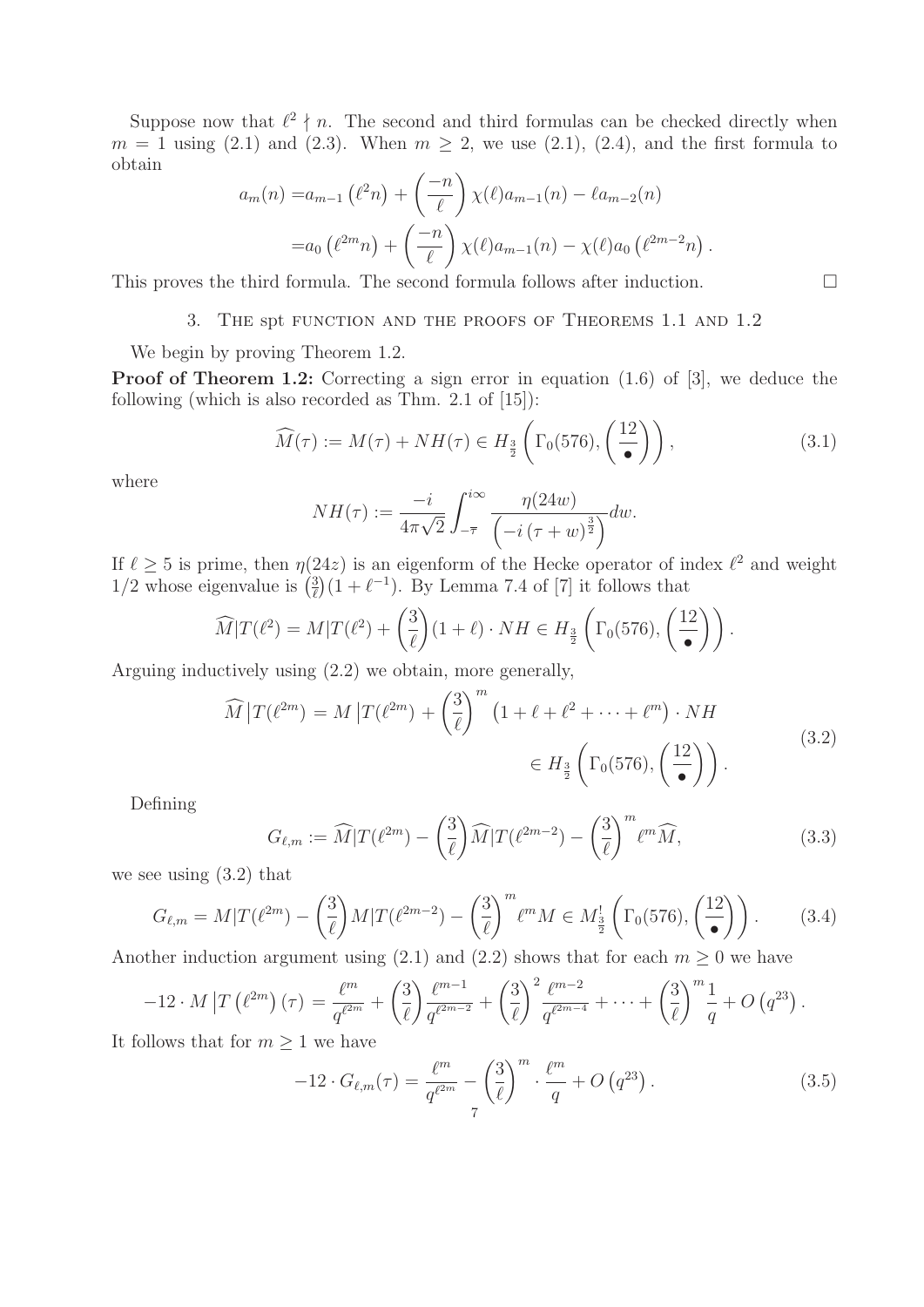Suppose now that $\ell^2 \nmid n$. The second and third formulas can be checked directly when $m = 1$ using (2.1) and (2.3). When $m \geq 2$, we use (2.1), (2.4), and the first formula to obtain

$$\begin{aligned} a_m(n) =& a_{m-1}\left(\ell^2 n\right) + \left(\frac{-n}{\ell}\right)\chi(\ell) a_{m-1}(n) - \ell a_{m-2}(n) \\ =& a_0\left(\ell^{2m} n\right) + \left(\frac{-n}{\ell}\right)\chi(\ell) a_{m-1}(n) - \chi(\ell) a_0\left(\ell^{2m-2} n\right). \end{aligned}$$

This proves the third formula. The second formula follows after induction. □

## 3. The spt function and the proofs of Theorems 1.1 and 1.2

We begin by proving Theorem 1.2.

**Proof of Theorem 1.2:** Correcting a sign error in equation (1.6) of [3], we deduce the following (which is also recorded as Thm. 2.1 of [15]):

$$\widehat{M}(\tau) := M(\tau) + NH(\tau) \in H_{\frac{3}{2}}\left(\Gamma_0(576), \left(\frac{12}{\bullet}\right)\right), \tag{3.1}$$

where

$$NH(\tau) := \frac{-i}{4\pi\sqrt{2}} \int_{-\overline{\tau}}^{i\infty} \frac{\eta(24w)}{\left(-i\left(\tau + w\right)^{\frac{3}{2}}\right)} dw.$$

If $\ell \geq 5$ is prime, then $\eta(24z)$ is an eigenform of the Hecke operator of index $\ell^2$ and weight $1/2$ whose eigenvalue is $\left(\frac{3}{\ell}\right)(1 + \ell^{-1})$. By Lemma 7.4 of [7] it follows that

$$\widehat{M}|T(\ell^2) = M|T(\ell^2) + \left(\frac{3}{\ell}\right)(1 + \ell) \cdot NH \in H_{\frac{3}{2}}\left(\Gamma_0(576), \left(\frac{12}{\bullet}\right)\right).$$

Arguing inductively using (2.2) we obtain, more generally,

$$\begin{aligned} \widehat{M}\left|T(\ell^{2m}) = M\right|T(\ell^{2m}) + \left(\frac{3}{\ell}\right)^m \left(1 + \ell + \ell^2 + \cdots + \ell^m\right) \cdot NH \\ \in H_{\frac{3}{2}}\left(\Gamma_0(576), \left(\frac{12}{\bullet}\right)\right). \end{aligned} \tag{3.2}$$

Defining

$$G_{\ell,m} := \widehat{M}|T(\ell^{2m}) - \left(\frac{3}{\ell}\right)\widehat{M}|T(\ell^{2m-2}) - \left(\frac{3}{\ell}\right)^m \ell^m \widehat{M}, \tag{3.3}$$

we see using (3.2) that

$$G_{\ell,m} = M|T(\ell^{2m}) - \left(\frac{3}{\ell}\right)M|T(\ell^{2m-2}) - \left(\frac{3}{\ell}\right)^m \ell^m M \in M^!_{\frac{3}{2}}\left(\Gamma_0(576), \left(\frac{12}{\bullet}\right)\right). \tag{3.4}$$

Another induction argument using (2.1) and (2.2) shows that for each $m \geq 0$ we have

$$-12 \cdot M\left|T\left(\ell^{2m}\right)(\tau) = \frac{\ell^m}{q^{\ell^{2m}}} + \left(\frac{3}{\ell}\right)\frac{\ell^{m-1}}{q^{\ell^{2m-2}}} + \left(\frac{3}{\ell}\right)^2 \frac{\ell^{m-2}}{q^{\ell^{2m-4}}} + \cdots + \left(\frac{3}{\ell}\right)^m \frac{1}{q} + O\left(q^{23}\right).\right.$$

It follows that for $m \geq 1$ we have

$$-12 \cdot G_{\ell,m}(\tau) = \frac{\ell^m}{q^{\ell^{2m}}} - \left(\frac{3}{\ell}\right)^m \cdot \frac{\ell^m}{q} + O\left(q^{23}\right). \tag{3.5}$$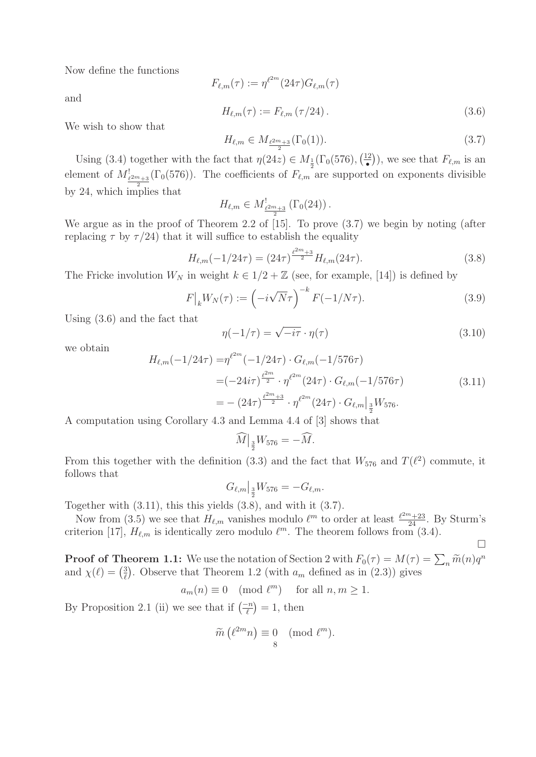Now define the functions

$$F_{\ell,m}(\tau) := \eta^{\ell^{2m}}(24\tau) G_{\ell,m}(\tau)$$

and

$$H_{\ell,m}(\tau) := F_{\ell,m}(\tau/24). \tag{3.6}$$

We wish to show that

$$H_{\ell,m} \in M_{\frac{\ell^{2m}+3}{2}}(\Gamma_0(1)). \tag{3.7}$$

Using (3.4) together with the fact that $\eta(24z) \in M_{\frac{1}{2}}(\Gamma_0(576), \left(\frac{12}{\bullet}\right))$, we see that $F_{\ell,m}$ is an element of $M^!_{\frac{\ell^{2m}+3}{2}}(\Gamma_0(576))$. The coefficients of $F_{\ell,m}$ are supported on exponents divisible by 24, which implies that

$$H_{\ell,m} \in M^!_{\frac{\ell^{2m}+3}{2}}(\Gamma_0(24)).$$

We argue as in the proof of Theorem 2.2 of [15]. To prove (3.7) we begin by noting (after replacing $\tau$ by $\tau/24$) that it will suffice to establish the equality

$$H_{\ell,m}(-1/24\tau) = (24\tau)^{\frac{\ell^{2m}+3}{2}} H_{\ell,m}(24\tau). \tag{3.8}$$

The Fricke involution $W_N$ in weight $k \in 1/2 + \mathbb{Z}$ (see, for example, [14]) is defined by

$$F\big|_k W_N(\tau) := \left(-i\sqrt{N}\tau\right)^{-k} F(-1/N\tau). \tag{3.9}$$

Using (3.6) and the fact that

$$\eta(-1/\tau) = \sqrt{-i\tau} \cdot \eta(\tau) \tag{3.10}$$

we obtain

$$\begin{aligned}
H_{\ell,m}(-1/24\tau) =& \eta^{\ell^{2m}}(-1/24\tau) \cdot G_{\ell,m}(-1/576\tau) \\
=& (-24i\tau)^{\frac{\ell^{2m}}{2}} \cdot \eta^{\ell^{2m}}(24\tau) \cdot G_{\ell,m}(-1/576\tau) \\
=& -(24\tau)^{\frac{\ell^{2m}+3}{2}} \cdot \eta^{\ell^{2m}}(24\tau) \cdot G_{\ell,m}\big|_{\frac{3}{2}} W_{576}.
\end{aligned} \tag{3.11}$$

A computation using Corollary 4.3 and Lemma 4.4 of [3] shows that

$$\widehat{M}\big|_{\frac{3}{2}} W_{576} = -\widehat{M}.$$

From this together with the definition (3.3) and the fact that $W_{576}$ and $T(\ell^2)$ commute, it follows that

$$G_{\ell,m}\big|_{\frac{3}{2}} W_{576} = -G_{\ell,m}.$$

Together with (3.11), this this yields (3.8), and with it (3.7).

Now from (3.5) we see that $H_{\ell,m}$ vanishes modulo $\ell^m$ to order at least $\frac{\ell^{2m}+23}{24}$. By Sturm's criterion [17], $H_{\ell,m}$ is identically zero modulo $\ell^m$. The theorem follows from (3.4).

$\square$

**Proof of Theorem 1.1:** We use the notation of Section 2 with $F_0(\tau) = M(\tau) = \sum_n \widetilde{m}(n)q^n$ and $\chi(\ell) = \left(\frac{3}{\ell}\right)$. Observe that Theorem 1.2 (with $a_m$ defined as in (2.3)) gives

$$a_m(n) \equiv 0 \pmod{\ell^m} \quad \text{for all } n, m \geq 1.$$

By Proposition 2.1 (ii) we see that if $\left(\frac{-n}{\ell}\right) = 1$, then

$$\widetilde{m}\left(\ell^{2m}n\right) \equiv 0 \pmod{\ell^m}.$$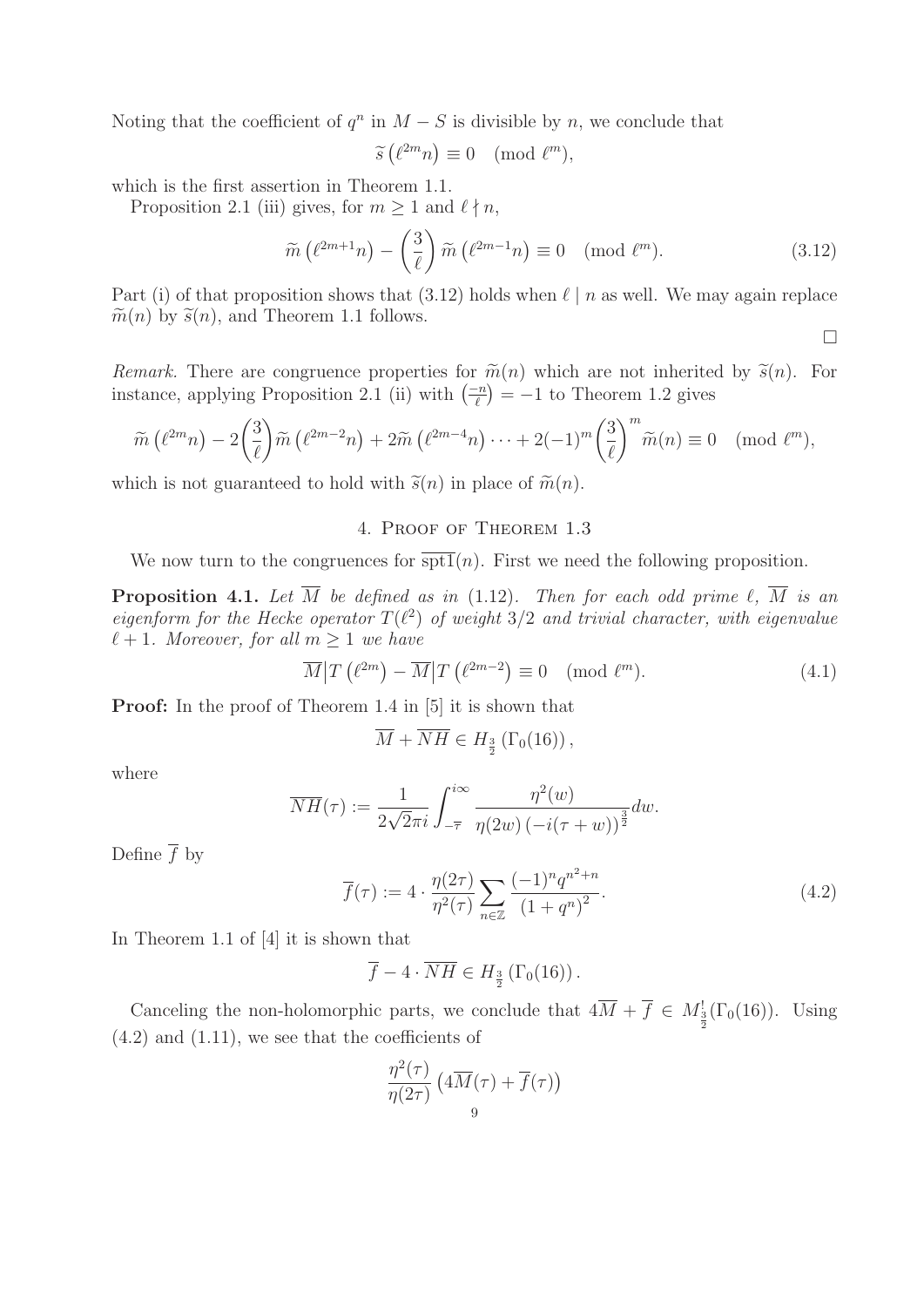Noting that the coefficient of $q^n$ in $M - S$ is divisible by $n$, we conclude that

$$\widetilde{s}\left(\ell^{2m}n\right) \equiv 0 \pmod{\ell^m},$$

which is the first assertion in Theorem 1.1.

Proposition 2.1 (iii) gives, for $m \geq 1$ and $\ell \nmid n$,

$$\widetilde{m}\left(\ell^{2m+1}n\right) - \left(\frac{3}{\ell}\right)\widetilde{m}\left(\ell^{2m-1}n\right) \equiv 0 \pmod{\ell^m}. \tag{3.12}$$

Part (i) of that proposition shows that (3.12) holds when $\ell \mid n$ as well. We may again replace $\widetilde{m}(n)$ by $\widetilde{s}(n)$, and Theorem 1.1 follows.

∎

*Remark.* There are congruence properties for $\widetilde{m}(n)$ which are not inherited by $\widetilde{s}(n)$. For instance, applying Proposition 2.1 (ii) with $\left(\frac{-n}{\ell}\right) = -1$ to Theorem 1.2 gives

$$\widetilde{m}\left(\ell^{2m}n\right) - 2\left(\frac{3}{\ell}\right)\widetilde{m}\left(\ell^{2m-2}n\right) + 2\widetilde{m}\left(\ell^{2m-4}n\right)\cdots + 2(-1)^m\left(\frac{3}{\ell}\right)^m\widetilde{m}(n) \equiv 0 \pmod{\ell^m},$$

which is not guaranteed to hold with $\widetilde{s}(n)$ in place of $\widetilde{m}(n)$.

## 4. Proof of Theorem 1.3

We now turn to the congruences for $\overline{\mathrm{spt1}}(n)$. First we need the following proposition.

**Proposition 4.1.** *Let $\overline{M}$ be defined as in (1.12). Then for each odd prime $\ell$, $\overline{M}$ is an eigenform for the Hecke operator $T(\ell^2)$ of weight $3/2$ and trivial character, with eigenvalue $\ell + 1$. Moreover, for all $m \geq 1$ we have*

$$\overline{M}\big|T\left(\ell^{2m}\right) - \overline{M}\big|T\left(\ell^{2m-2}\right) \equiv 0 \pmod{\ell^m}. \tag{4.1}$$

**Proof:** In the proof of Theorem 1.4 in [5] it is shown that

$$\overline{M} + \overline{NH} \in H_{\frac{3}{2}}\left(\Gamma_0(16)\right),$$

where

$$\overline{NH}(\tau) := \frac{1}{2\sqrt{2}\pi i}\int_{-\overline{\tau}}^{i\infty} \frac{\eta^2(w)}{\eta(2w)\left(-i(\tau+w)\right)^{\frac{3}{2}}}dw.$$

Define $\overline{f}$ by

$$\overline{f}(\tau) := 4 \cdot \frac{\eta(2\tau)}{\eta^2(\tau)}\sum_{n\in\mathbb{Z}} \frac{(-1)^n q^{n^2+n}}{\left(1+q^n\right)^2}. \tag{4.2}$$

In Theorem 1.1 of [4] it is shown that

$$\overline{f} - 4 \cdot \overline{NH} \in H_{\frac{3}{2}}\left(\Gamma_0(16)\right).$$

Canceling the non-holomorphic parts, we conclude that $4\overline{M} + \overline{f} \in M^!_{\frac{3}{2}}(\Gamma_0(16))$. Using (4.2) and (1.11), we see that the coefficients of

$$\frac{\eta^2(\tau)}{\eta(2\tau)}\left(4\overline{M}(\tau) + \overline{f}(\tau)\right)$$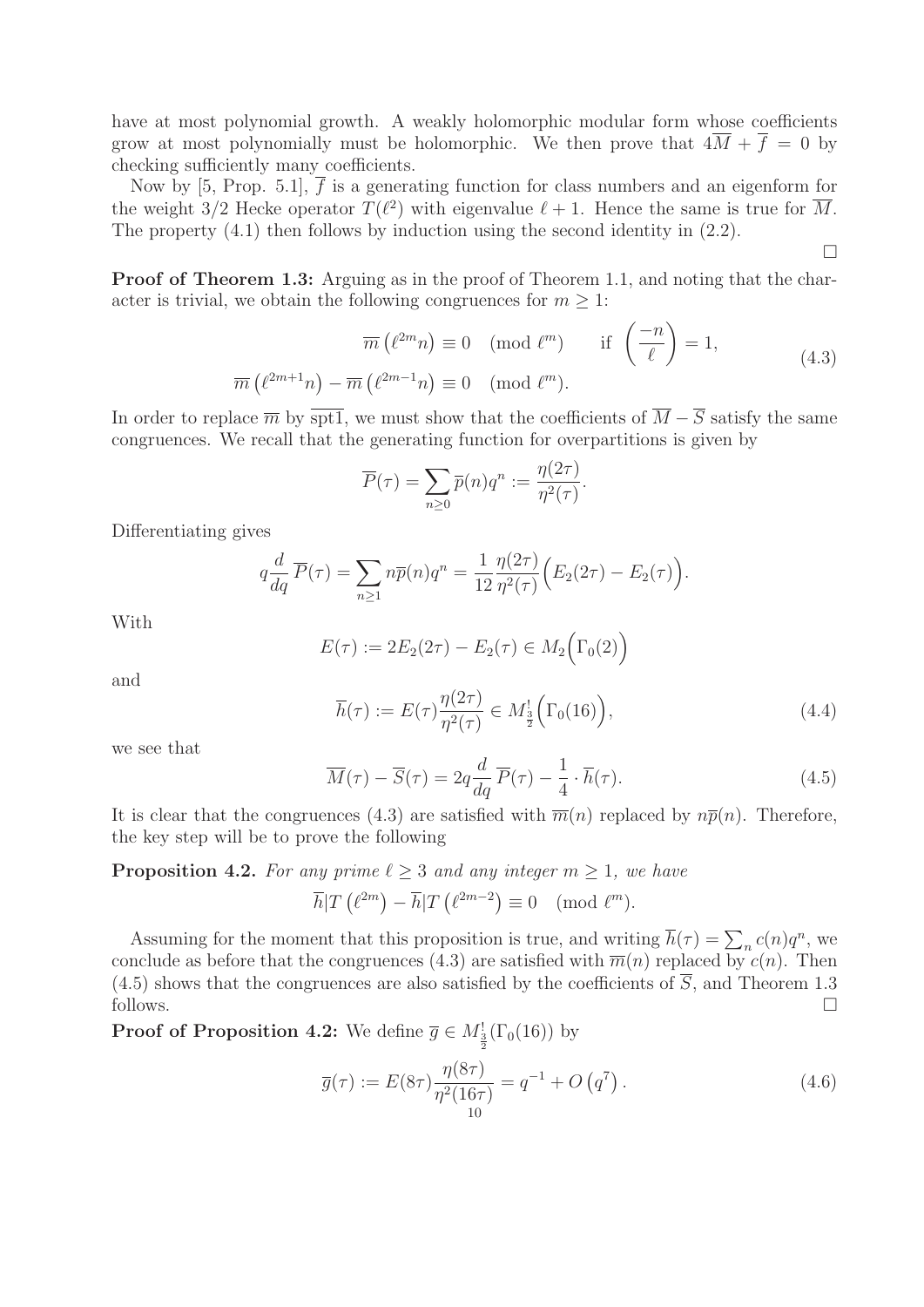have at most polynomial growth. A weakly holomorphic modular form whose coefficients grow at most polynomially must be holomorphic. We then prove that $4\overline{M} + \overline{f} = 0$ by checking sufficiently many coefficients.

Now by [5, Prop. 5.1], $\overline{f}$ is a generating function for class numbers and an eigenform for the weight 3/2 Hecke operator $T(\ell^2)$ with eigenvalue $\ell + 1$. Hence the same is true for $\overline{M}$. The property (4.1) then follows by induction using the second identity in (2.2).

□

**Proof of Theorem 1.3:** Arguing as in the proof of Theorem 1.1, and noting that the character is trivial, we obtain the following congruences for $m \geq 1$:

$$\begin{aligned} \overline{m}\left(\ell^{2m} n\right) &\equiv 0 \pmod{\ell^m} \qquad \text{if } \left(\frac{-n}{\ell}\right) = 1, \\ \overline{m}\left(\ell^{2m+1} n\right) - \overline{m}\left(\ell^{2m-1} n\right) &\equiv 0 \pmod{\ell^m}. \end{aligned} \tag{4.3}$$

In order to replace $\overline{m}$ by $\overline{\mathrm{spt1}}$, we must show that the coefficients of $\overline{M} - \overline{S}$ satisfy the same congruences. We recall that the generating function for overpartitions is given by

$$\overline{P}(\tau) = \sum_{n \geq 0} \overline{p}(n) q^n := \frac{\eta(2\tau)}{\eta^2(\tau)}.$$

Differentiating gives

$$q \frac{d}{dq} \overline{P}(\tau) = \sum_{n \geq 1} n \overline{p}(n) q^n = \frac{1}{12} \frac{\eta(2\tau)}{\eta^2(\tau)} \Big( E_2(2\tau) - E_2(\tau) \Big).$$

With

$$E(\tau) := 2E_2(2\tau) - E_2(\tau) \in M_2\Big(\Gamma_0(2)\Big)$$

and

$$\overline{h}(\tau) := E(\tau) \frac{\eta(2\tau)}{\eta^2(\tau)} \in M^!_{\frac{3}{2}}\Big(\Gamma_0(16)\Big), \tag{4.4}$$

we see that

$$\overline{M}(\tau) - \overline{S}(\tau) = 2q \frac{d}{dq} \overline{P}(\tau) - \frac{1}{4} \cdot \overline{h}(\tau). \tag{4.5}$$

It is clear that the congruences (4.3) are satisfied with $\overline{m}(n)$ replaced by $n\overline{p}(n)$. Therefore, the key step will be to prove the following

**Proposition 4.2.** *For any prime $\ell \geq 3$ and any integer $m \geq 1$, we have*

$$\overline{h} | T\left(\ell^{2m}\right) - \overline{h} | T\left(\ell^{2m-2}\right) \equiv 0 \pmod{\ell^m}.$$

Assuming for the moment that this proposition is true, and writing $\overline{h}(\tau) = \sum_n c(n) q^n$, we conclude as before that the congruences (4.3) are satisfied with $\overline{m}(n)$ replaced by $c(n)$. Then (4.5) shows that the congruences are also satisfied by the coefficients of $\overline{S}$, and Theorem 1.3 follows. □

**Proof of Proposition 4.2:** We define $\overline{g} \in M^!_{\frac{3}{2}}(\Gamma_0(16))$ by

$$\overline{g}(\tau) := E(8\tau) \frac{\eta(8\tau)}{\eta^2(16\tau)} = q^{-1} + O\left(q^7\right). \tag{4.6}$$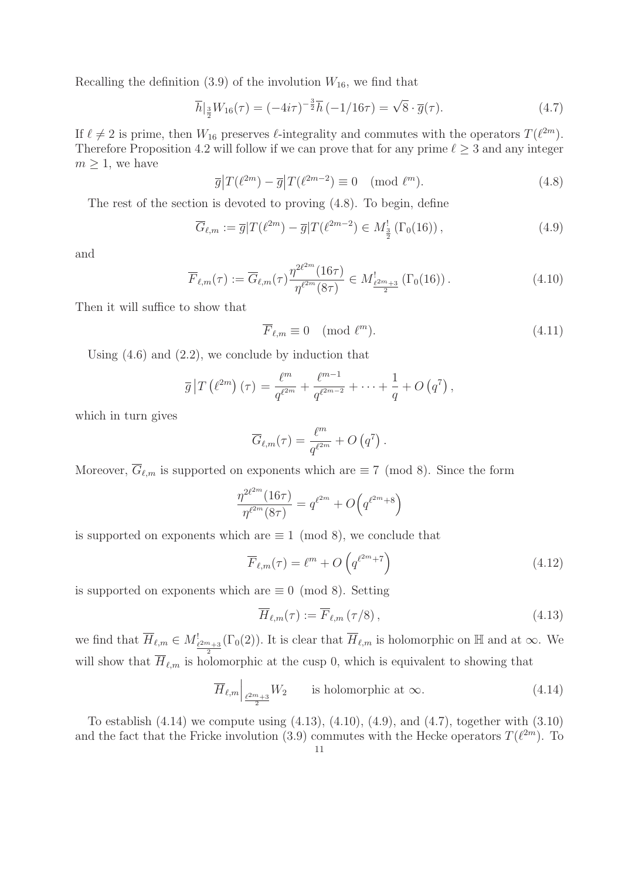Recalling the definition (3.9) of the involution $W_{16}$, we find that

$$\overline{h}|_{\frac{3}{2}}W_{16}(\tau) = (-4i\tau)^{-\frac{3}{2}}\overline{h}\left(-1/16\tau\right) = \sqrt{8}\cdot \overline{g}(\tau). \tag{4.7}$$

If $\ell \neq 2$ is prime, then $W_{16}$ preserves $\ell$-integrality and commutes with the operators $T(\ell^{2m})$. Therefore Proposition 4.2 will follow if we can prove that for any prime $\ell \geq 3$ and any integer $m \geq 1$, we have

$$\overline{g}\big|T(\ell^{2m}) - \overline{g}\big|T(\ell^{2m-2}) \equiv 0 \pmod{\ell^m}. \tag{4.8}$$

The rest of the section is devoted to proving (4.8). To begin, define

$$\overline{G}_{\ell,m} := \overline{g}|T(\ell^{2m}) - \overline{g}|T(\ell^{2m-2}) \in M^{!}_{\frac{3}{2}}\left(\Gamma_0(16)\right), \tag{4.9}$$

and

$$\overline{F}_{\ell,m}(\tau) := \overline{G}_{\ell,m}(\tau)\frac{\eta^{2\ell^{2m}}(16\tau)}{\eta^{\ell^{2m}}(8\tau)} \in M^{!}_{\frac{\ell^{2m}+3}{2}}\left(\Gamma_0(16)\right). \tag{4.10}$$

Then it will suffice to show that

$$\overline{F}_{\ell,m} \equiv 0 \pmod{\ell^m}. \tag{4.11}$$

Using (4.6) and (2.2), we conclude by induction that

$$\overline{g}\big|T\left(\ell^{2m}\right)(\tau) = \frac{\ell^m}{q^{\ell^{2m}}} + \frac{\ell^{m-1}}{q^{\ell^{2m-2}}} + \cdots + \frac{1}{q} + O\left(q^7\right),$$

which in turn gives

$$\overline{G}_{\ell,m}(\tau) = \frac{\ell^m}{q^{\ell^{2m}}} + O\left(q^7\right).$$

Moreover, $\overline{G}_{\ell,m}$ is supported on exponents which are $\equiv 7 \pmod 8$. Since the form

$$\frac{\eta^{2\ell^{2m}}(16\tau)}{\eta^{\ell^{2m}}(8\tau)} = q^{\ell^{2m}} + O\Big(q^{\ell^{2m}+8}\Big)$$

is supported on exponents which are $\equiv 1 \pmod 8$, we conclude that

$$\overline{F}_{\ell,m}(\tau) = \ell^m + O\left(q^{\ell^{2m}+7}\right) \tag{4.12}$$

is supported on exponents which are $\equiv 0 \pmod 8$. Setting

$$\overline{H}_{\ell,m}(\tau) := \overline{F}_{\ell,m}\left(\tau/8\right), \tag{4.13}$$

we find that $\overline{H}_{\ell,m} \in M^{!}_{\frac{\ell^{2m}+3}{2}}(\Gamma_0(2))$. It is clear that $\overline{H}_{\ell,m}$ is holomorphic on $\mathbb{H}$ and at $\infty$. We will show that $\overline{H}_{\ell,m}$ is holomorphic at the cusp 0, which is equivalent to showing that

$$\overline{H}_{\ell,m}\Big|_{\frac{\ell^{2m}+3}{2}}W_2 \qquad \text{is holomorphic at } \infty. \tag{4.14}$$

To establish (4.14) we compute using (4.13), (4.10), (4.9), and (4.7), together with (3.10) and the fact that the Fricke involution (3.9) commutes with the Hecke operators $T(\ell^{2m})$. To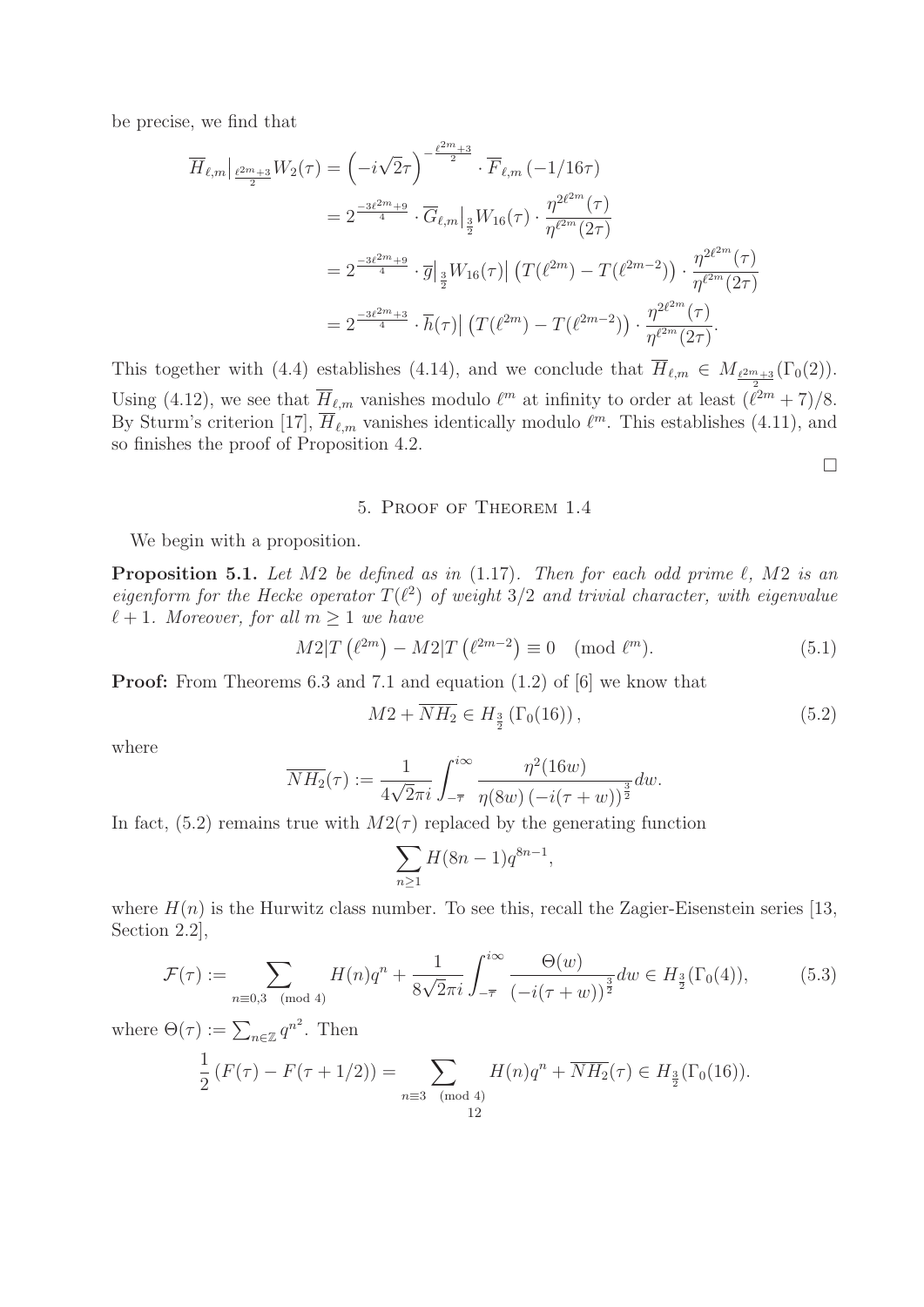be precise, we find that

$$
\begin{aligned}
\overline{H}_{\ell,m}\big|_{\frac{\ell^{2m}+3}{2}} W_2(\tau) &= \left(-i\sqrt{2}\tau\right)^{-\frac{\ell^{2m}+3}{2}} \cdot \overline{F}_{\ell,m}\left(-1/16\tau\right) \\
&= 2^{\frac{-3\ell^{2m}+9}{4}} \cdot \overline{G}_{\ell,m}\big|_{\frac{3}{2}} W_{16}(\tau) \cdot \frac{\eta^{2\ell^{2m}}(\tau)}{\eta^{\ell^{2m}}(2\tau)} \\
&= 2^{\frac{-3\ell^{2m}+9}{4}} \cdot \overline{g}\big|_{\frac{3}{2}} W_{16}(\tau)\big| \left(T(\ell^{2m}) - T(\ell^{2m-2})\right) \cdot \frac{\eta^{2\ell^{2m}}(\tau)}{\eta^{\ell^{2m}}(2\tau)} \\
&= 2^{\frac{-3\ell^{2m}+3}{4}} \cdot \overline{h}(\tau)\big| \left(T(\ell^{2m}) - T(\ell^{2m-2})\right) \cdot \frac{\eta^{2\ell^{2m}}(\tau)}{\eta^{\ell^{2m}}(2\tau)}.
\end{aligned}
$$

This together with (4.4) establishes (4.14), and we conclude that $\overline{H}_{\ell,m} \in M_{\frac{\ell^{2m}+3}{2}}(\Gamma_0(2))$. Using (4.12), we see that $\overline{H}_{\ell,m}$ vanishes modulo $\ell^m$ at infinity to order at least $(\ell^{2m}+7)/8$. By Sturm's criterion [17], $\overline{H}_{\ell,m}$ vanishes identically modulo $\ell^m$. This establishes (4.11), and so finishes the proof of Proposition 4.2.

□

## 5. Proof of Theorem 1.4

We begin with a proposition.

**Proposition 5.1.** *Let $M2$ be defined as in (1.17). Then for each odd prime $\ell$, $M2$ is an eigenform for the Hecke operator $T(\ell^2)$ of weight $3/2$ and trivial character, with eigenvalue $\ell+1$. Moreover, for all $m \geq 1$ we have*

$$
M2|T\left(\ell^{2m}\right) - M2|T\left(\ell^{2m-2}\right) \equiv 0 \pmod{\ell^m}. \tag{5.1}
$$

**Proof:** From Theorems 6.3 and 7.1 and equation (1.2) of [6] we know that

$$
M2 + \overline{NH_2} \in H_{\frac{3}{2}}\left(\Gamma_0(16)\right), \tag{5.2}
$$

where

$$
\overline{NH_2}(\tau) := \frac{1}{4\sqrt{2}\pi i}\int_{-\overline{\tau}}^{i\infty} \frac{\eta^2(16w)}{\eta(8w)\left(-i(\tau+w)\right)^{\frac{3}{2}}}dw.
$$

In fact, (5.2) remains true with $M2(\tau)$ replaced by the generating function

$$
\sum_{n\geq 1} H(8n-1)q^{8n-1},
$$

where $H(n)$ is the Hurwitz class number. To see this, recall the Zagier-Eisenstein series [13, Section 2.2],

$$
\mathcal{F}(\tau) := \sum_{n\equiv 0,3 \pmod{4}} H(n)q^n + \frac{1}{8\sqrt{2}\pi i}\int_{-\overline{\tau}}^{i\infty} \frac{\Theta(w)}{\left(-i(\tau+w)\right)^{\frac{3}{2}}}dw \in H_{\frac{3}{2}}(\Gamma_0(4)), \tag{5.3}
$$

where $\Theta(\tau) := \sum_{n\in\mathbb{Z}} q^{n^2}$. Then

$$
\frac{1}{2}\left(F(\tau) - F(\tau+1/2)\right) = \sum_{n\equiv 3 \pmod{4}} H(n)q^n + \overline{NH_2}(\tau) \in H_{\frac{3}{2}}(\Gamma_0(16)).
$$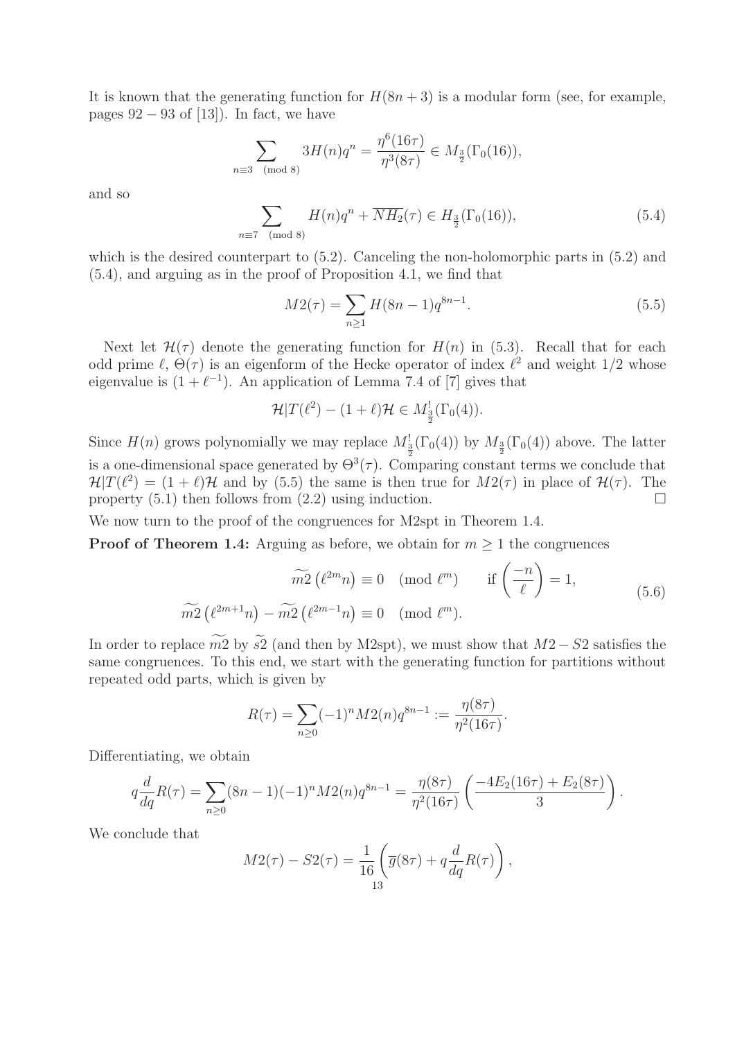It is known that the generating function for $H(8n+3)$ is a modular form (see, for example, pages $92-93$ of [13]). In fact, we have

$$\sum_{n\equiv 3 \pmod 8} 3H(n)q^n = \frac{\eta^6(16\tau)}{\eta^3(8\tau)} \in M_{\frac{3}{2}}(\Gamma_0(16)),$$

and so

$$\sum_{n\equiv 7 \pmod 8} H(n)q^n + \overline{NH_2}(\tau) \in H_{\frac{3}{2}}(\Gamma_0(16)), \tag{5.4}$$

which is the desired counterpart to (5.2). Canceling the non-holomorphic parts in (5.2) and (5.4), and arguing as in the proof of Proposition 4.1, we find that

$$M2(\tau) = \sum_{n\geq 1} H(8n-1)q^{8n-1}. \tag{5.5}$$

Next let $\mathcal{H}(\tau)$ denote the generating function for $H(n)$ in (5.3). Recall that for each odd prime $\ell$, $\Theta(\tau)$ is an eigenform of the Hecke operator of index $\ell^2$ and weight $1/2$ whose eigenvalue is $(1+\ell^{-1})$. An application of Lemma 7.4 of [7] gives that

$$\mathcal{H}|T(\ell^2) - (1+\ell)\mathcal{H} \in M^!_{\frac{3}{2}}(\Gamma_0(4)).$$

Since $H(n)$ grows polynomially we may replace $M^!_{\frac{3}{2}}(\Gamma_0(4))$ by $M_{\frac{3}{2}}(\Gamma_0(4))$ above. The latter is a one-dimensional space generated by $\Theta^3(\tau)$. Comparing constant terms we conclude that $\mathcal{H}|T(\ell^2) = (1+\ell)\mathcal{H}$ and by (5.5) the same is then true for $M2(\tau)$ in place of $\mathcal{H}(\tau)$. The property (5.1) then follows from (2.2) using induction. $\square$

We now turn to the proof of the congruences for M2spt in Theorem 1.4.

**Proof of Theorem 1.4:** Arguing as before, we obtain for $m \geq 1$ the congruences

$$\begin{aligned}
\widetilde{m2}\left(\ell^{2m}n\right) &\equiv 0 \pmod{\ell^m} \qquad \text{if } \left(\frac{-n}{\ell}\right) = 1,\\
\widetilde{m2}\left(\ell^{2m+1}n\right) - \widetilde{m2}\left(\ell^{2m-1}n\right) &\equiv 0 \pmod{\ell^m}.
\end{aligned} \tag{5.6}$$

In order to replace $\widetilde{m2}$ by $\widetilde{s2}$ (and then by M2spt), we must show that $M2 - S2$ satisfies the same congruences. To this end, we start with the generating function for partitions without repeated odd parts, which is given by

$$R(\tau) = \sum_{n\geq 0}(-1)^n M2(n)q^{8n-1} := \frac{\eta(8\tau)}{\eta^2(16\tau)}.$$

Differentiating, we obtain

$$q\frac{d}{dq}R(\tau) = \sum_{n\geq 0}(8n-1)(-1)^n M2(n)q^{8n-1} = \frac{\eta(8\tau)}{\eta^2(16\tau)}\left(\frac{-4E_2(16\tau)+E_2(8\tau)}{3}\right).$$

We conclude that

$$M2(\tau) - S2(\tau) = \frac{1}{16}\left(\overline{g}(8\tau) + q\frac{d}{dq}R(\tau)\right),$$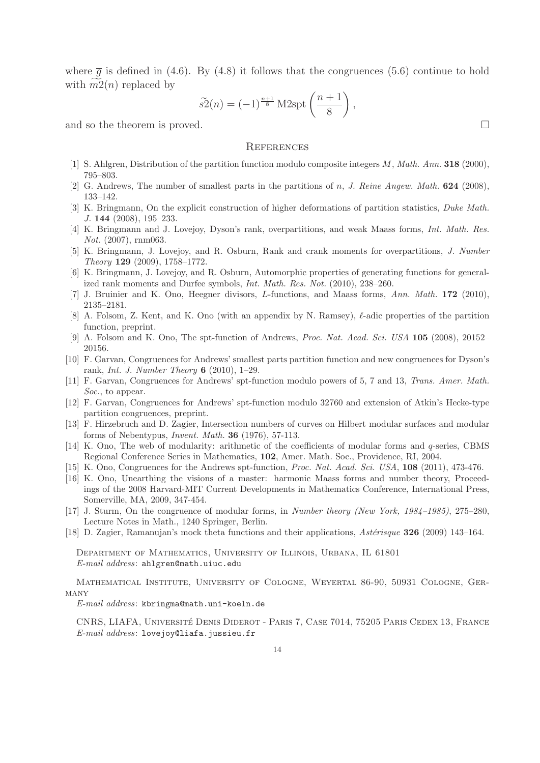where $\overline{g}$ is defined in (4.6). By (4.8) it follows that the congruences (5.6) continue to hold with $\widetilde{m2}(n)$ replaced by

$$\widetilde{s2}(n) = (-1)^{\frac{n+1}{8}} \operatorname{M2spt}\left(\frac{n+1}{8}\right),$$

and so the theorem is proved. □

## References

[1] S. Ahlgren, Distribution of the partition function modulo composite integers $M$, *Math. Ann.* **318** (2000), 795–803.

[2] G. Andrews, The number of smallest parts in the partitions of $n$, *J. Reine Angew. Math.* **624** (2008), 133–142.

[3] K. Bringmann, On the explicit construction of higher deformations of partition statistics, *Duke Math. J.* **144** (2008), 195–233.

[4] K. Bringmann and J. Lovejoy, Dyson's rank, overpartitions, and weak Maass forms, *Int. Math. Res. Not.* (2007), rnm063.

[5] K. Bringmann, J. Lovejoy, and R. Osburn, Rank and crank moments for overpartitions, *J. Number Theory* **129** (2009), 1758–1772.

[6] K. Bringmann, J. Lovejoy, and R. Osburn, Automorphic properties of generating functions for generalized rank moments and Durfee symbols, *Int. Math. Res. Not.* (2010), 238–260.

[7] J. Bruinier and K. Ono, Heegner divisors, $L$-functions, and Maass forms, *Ann. Math.* **172** (2010), 2135–2181.

[8] A. Folsom, Z. Kent, and K. Ono (with an appendix by N. Ramsey), $\ell$-adic properties of the partition function, preprint.

[9] A. Folsom and K. Ono, The spt-function of Andrews, *Proc. Nat. Acad. Sci. USA* **105** (2008), 20152–20156.

[10] F. Garvan, Congruences for Andrews' smallest parts partition function and new congruences for Dyson's rank, *Int. J. Number Theory* **6** (2010), 1–29.

[11] F. Garvan, Congruences for Andrews' spt-function modulo powers of 5, 7 and 13, *Trans. Amer. Math. Soc.*, to appear.

[12] F. Garvan, Congruences for Andrews' spt-function modulo 32760 and extension of Atkin's Hecke-type partition congruences, preprint.

[13] F. Hirzebruch and D. Zagier, Intersection numbers of curves on Hilbert modular surfaces and modular forms of Nebentypus, *Invent. Math.* **36** (1976), 57-113.

[14] K. Ono, The web of modularity: arithmetic of the coefficients of modular forms and $q$-series, CBMS Regional Conference Series in Mathematics, **102**, Amer. Math. Soc., Providence, RI, 2004.

[15] K. Ono, Congruences for the Andrews spt-function, *Proc. Nat. Acad. Sci. USA*, **108** (2011), 473-476.

[16] K. Ono, Unearthing the visions of a master: harmonic Maass forms and number theory, Proceedings of the 2008 Harvard-MIT Current Developments in Mathematics Conference, International Press, Somerville, MA, 2009, 347-454.

[17] J. Sturm, On the congruence of modular forms, in *Number theory (New York, 1984–1985)*, 275–280, Lecture Notes in Math., 1240 Springer, Berlin.

[18] D. Zagier, Ramanujan's mock theta functions and their applications, *Astérisque* **326** (2009) 143–164.

Department of Mathematics, University of Illinois, Urbana, IL 61801
*E-mail address*: ahlgren@math.uiuc.edu

Mathematical Institute, University of Cologne, Weyertal 86-90, 50931 Cologne, Germany
*E-mail address*: kbringma@math.uni-koeln.de

CNRS, LIAFA, Université Denis Diderot - Paris 7, Case 7014, 75205 Paris Cedex 13, France
*E-mail address*: lovejoy@liafa.jussieu.fr